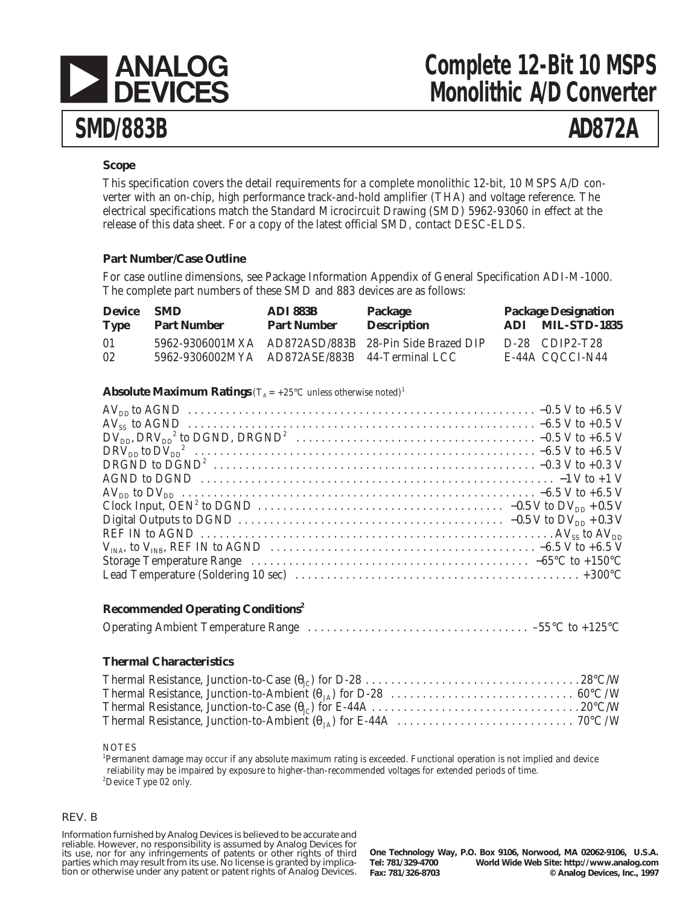# Complete 12-Bit 10 MSPS Monolithic A/D Converter

## SMD/883B — AD872A

### Scope

This specification covers the detail requirements for a complete monolithic 12-bit, 10 MSPS A/D converter with an on-chip, high performance track-and-hold amplifier (THA) and voltage reference. The electrical specifications match the Standard Microcircuit Drawing (SMD) 5962-93060 in effect at the release of this data sheet. For a copy of the latest official SMD, contact DESC-ELDS.

### Part Number/Case Outline

For case outline dimensions, see Package Information Appendix of General Specification ADI-M-1000. The complete part numbers of these SMD and 883 devices are as follows:

| Device Type | SMD Part Number | ADI 883B Part Number | Package Description | Package Designation ADI | Package Designation MIL-STD-1835 |
|---|---|---|---|---|---|
| 01 | 5962-9306001MXA | AD872ASD/883B | 28-Pin Side Brazed DIP | D-28 | CDIP2-T28 |
| 02 | 5962-9306002MYA | AD872ASE/883B | 44-Terminal LCC | E-44A | CQCCI-N44 |

### Absolute Maximum Ratings ($T_A$ = +25°C unless otherwise noted)[1]

| Parameter | Rating |
|---|---|
| $AV_{DD}$ to AGND | –0.5 V to +6.5 V |
| $AV_{SS}$ to AGND | –6.5 V to +0.5 V |
| $DV_{DD}$, $DRV_{DD}$[2] to DGND, DRGND[2] | –0.5 V to +6.5 V |
| $DRV_{DD}$ to $DV_{DD}$[2] | –6.5 V to +6.5 V |
| DRGND to DGND[2] | –0.3 V to +0.3 V |
| AGND to DGND | –1 V to +1 V |
| $AV_{DD}$ to $DV_{DD}$ | –6.5 V to +6.5 V |
| Clock Input, OEN[2] to DGND | –0.5 V to $DV_{DD}$ + 0.5 V |
| Digital Outputs to DGND | –0.5 V to $DV_{DD}$ + 0.3 V |
| REF IN to AGND | $AV_{SS}$ to $AV_{DD}$ |
| $V_{INA}$, to $V_{INB}$, REF IN to AGND | –6.5 V to +6.5 V |
| Storage Temperature Range | –65°C to +150°C |
| Lead Temperature (Soldering 10 sec) | +300°C |

### Recommended Operating Conditions[2]

| Parameter | Rating |
|---|---|
| Operating Ambient Temperature Range | –55°C to +125°C |

### Thermal Characteristics

| Parameter | Value |
|---|---|
| Thermal Resistance, Junction-to-Case ($\theta_{JC}$) for D-28 | 28°C/W |
| Thermal Resistance, Junction-to-Ambient ($\theta_{JA}$) for D-28 | 60°C /W |
| Thermal Resistance, Junction-to-Case ($\theta_{JC}$) for E-44A | 20°C/W |
| Thermal Resistance, Junction-to-Ambient ($\theta_{JA}$) for E-44A | 70°C /W |

NOTES

[1] Permanent damage may occur if any absolute maximum rating is exceeded. Functional operation is not implied and device reliability may be impaired by exposure to higher-than-recommended voltages for extended periods of time.

[2] Device Type 02 only.

REV. B

Information furnished by Analog Devices is believed to be accurate and reliable. However, no responsibility is assumed by Analog Devices for its use, nor for any infringements of patents or other rights of third parties which may result from its use. No license is granted by implication or otherwise under any patent or patent rights of Analog Devices.

One Technology Way, P.O. Box 9106, Norwood, MA 02062-9106, U.S.A.
Tel: 781/329-4700 World Wide Web Site: http://www.analog.com
Fax: 781/326-8703 © Analog Devices, Inc., 1997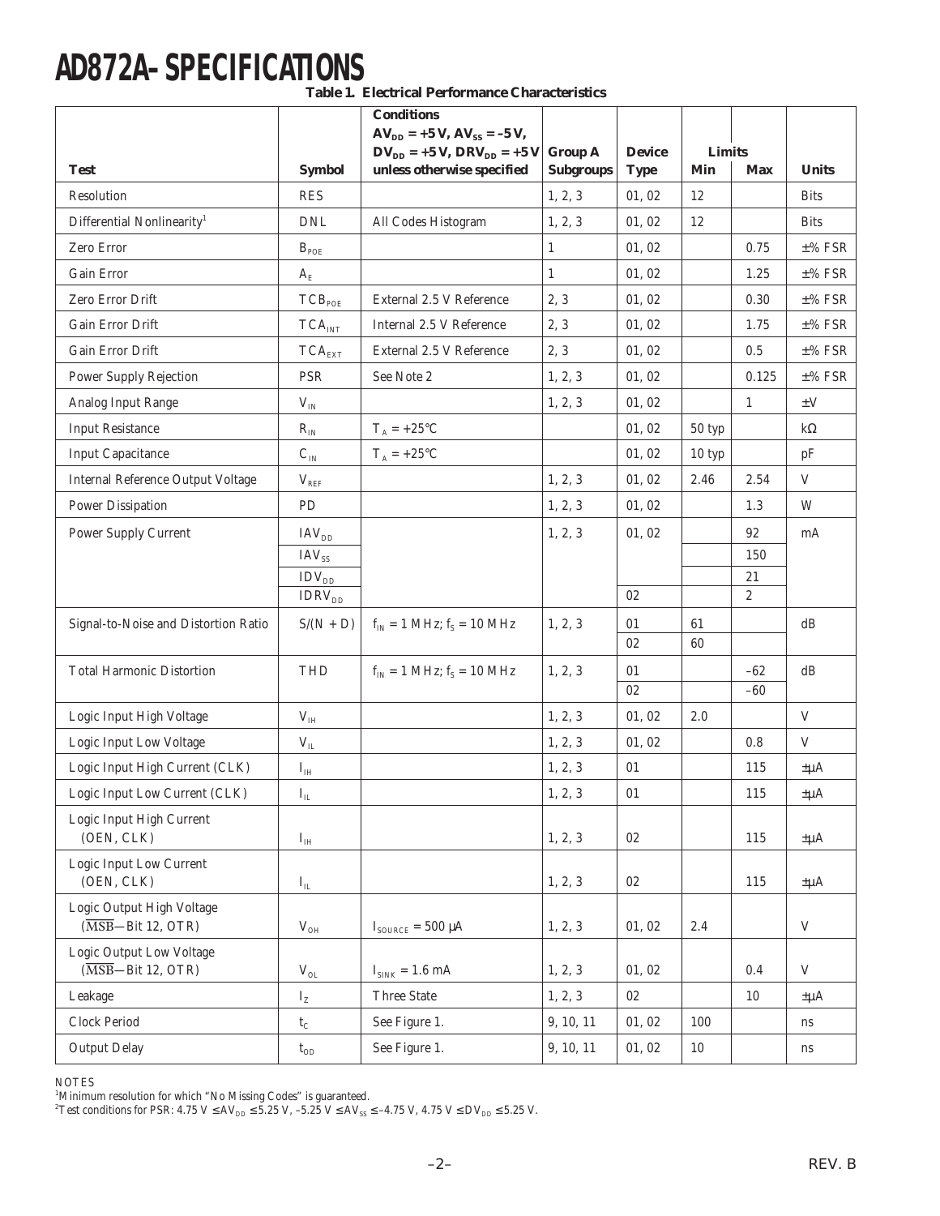# AD872A–SPECIFICATIONS

**Table 1. Electrical Performance Characteristics**

| Test | Symbol | Conditions $AV_{DD}$ = +5 V, $AV_{SS}$ = –5 V, $DV_{DD}$ = +5 V, $DRV_{DD}$ = +5 V unless otherwise specified | Group A Subgroups | Device Type | Limits Min | Max | Units |
|---|---|---|---|---|---|---|---|
| Resolution | RES | | 1, 2, 3 | 01, 02 | 12 | | Bits |
| Differential Nonlinearity[1] | DNL | All Codes Histogram | 1, 2, 3 | 01, 02 | 12 | | Bits |
| Zero Error | $B_{POE}$ | | 1 | 01, 02 | | 0.75 | ±% FSR |
| Gain Error | $A_E$ | | 1 | 01, 02 | | 1.25 | ±% FSR |
| Zero Error Drift | $TCB_{POE}$ | External 2.5 V Reference | 2, 3 | 01, 02 | | 0.30 | ±% FSR |
| Gain Error Drift | $TCA_{INT}$ | Internal 2.5 V Reference | 2, 3 | 01, 02 | | 1.75 | ±% FSR |
| Gain Error Drift | $TCA_{EXT}$ | External 2.5 V Reference | 2, 3 | 01, 02 | | 0.5 | ±% FSR |
| Power Supply Rejection | PSR | See Note 2 | 1, 2, 3 | 01, 02 | | 0.125 | ±% FSR |
| Analog Input Range | $V_{IN}$ | | 1, 2, 3 | 01, 02 | | 1 | ±V |
| Input Resistance | $R_{IN}$ | $T_A$ = +25°C | | 01, 02 | 50 typ | | kΩ |
| Input Capacitance | $C_{IN}$ | $T_A$ = +25°C | | 01, 02 | 10 typ | | pF |
| Internal Reference Output Voltage | $V_{REF}$ | | 1, 2, 3 | 01, 02 | 2.46 | 2.54 | V |
| Power Dissipation | PD | | 1, 2, 3 | 01, 02 | | 1.3 | W |
| Power Supply Current | $IAV_{DD}$ | | 1, 2, 3 | 01, 02 | | 92 | mA |
| | $IAV_{SS}$ | | | | | 150 | |
| | $IDV_{DD}$ | | | | | 21 | |
| | $IDRV_{DD}$ | | | 02 | | 2 | |
| Signal-to-Noise and Distortion Ratio | S/(N + D) | $f_{IN}$ = 1 MHz; $f_S$ = 10 MHz | 1, 2, 3 | 01 | 61 | | dB |
| | | | | 02 | 60 | | |
| Total Harmonic Distortion | THD | $f_{IN}$ = 1 MHz; $f_S$ = 10 MHz | 1, 2, 3 | 01 | | –62 | dB |
| | | | | 02 | | –60 | |
| Logic Input High Voltage | $V_{IH}$ | | 1, 2, 3 | 01, 02 | 2.0 | | V |
| Logic Input Low Voltage | $V_{IL}$ | | 1, 2, 3 | 01, 02 | | 0.8 | V |
| Logic Input High Current (CLK) | $I_{IH}$ | | 1, 2, 3 | 01 | | 115 | ±µA |
| Logic Input Low Current (CLK) | $I_{IL}$ | | 1, 2, 3 | 01 | | 115 | ±µA |
| Logic Input High Current (OEN, CLK) | $I_{IH}$ | | 1, 2, 3 | 02 | | 115 | ±µA |
| Logic Input Low Current (OEN, CLK) | $I_{IL}$ | | 1, 2, 3 | 02 | | 115 | ±µA |
| Logic Output High Voltage ($\overline{MSB}$—Bit 12, OTR) | $V_{OH}$ | $I_{SOURCE}$ = 500 µA | 1, 2, 3 | 01, 02 | 2.4 | | V |
| Logic Output Low Voltage ($\overline{MSB}$—Bit 12, OTR) | $V_{OL}$ | $I_{SINK}$ = 1.6 mA | 1, 2, 3 | 01, 02 | | 0.4 | V |
| Leakage | $I_Z$ | Three State | 1, 2, 3 | 02 | | 10 | ±µA |
| Clock Period | $t_C$ | See Figure 1. | 9, 10, 11 | 01, 02 | 100 | | ns |
| Output Delay | $t_{OD}$ | See Figure 1. | 9, 10, 11 | 01, 02 | 10 | | ns |

NOTES

[1]Minimum resolution for which "No Missing Codes" is guaranteed.

[2]Test conditions for PSR: 4.75 V ≤ $AV_{DD}$ ≤ 5.25 V, –5.25 V ≤ $AV_{SS}$ ≤ –4.75 V, 4.75 V ≤ $DV_{DD}$ ≤ 5.25 V.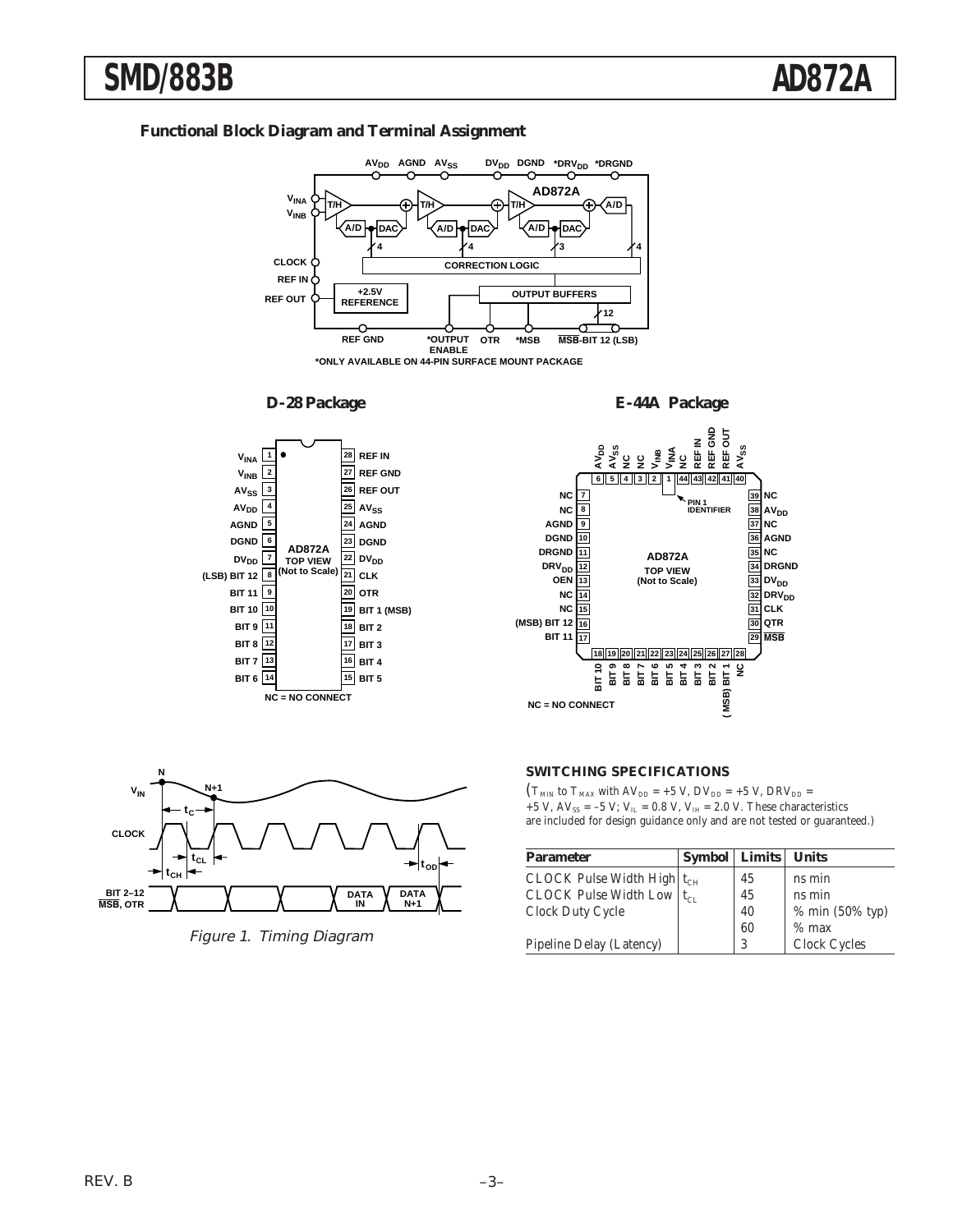## Functional Block Diagram and Terminal Assignment

*ONLY AVAILABLE ON 44-PIN SURFACE MOUNT PACKAGE

### D-28 Package

NC = NO CONNECT

### E-44A Package

NC = NO CONNECT

Figure 1. Timing Diagram

### SWITCHING SPECIFICATIONS

($T_{MIN}$ to $T_{MAX}$ with $AV_{DD}$ = +5 V, $DV_{DD}$ = +5 V, $DRV_{DD}$ = +5 V, $AV_{SS}$ = –5 V; $V_{IL}$ = 0.8 V, $V_{IH}$ = 2.0 V. These characteristics are included for design guidance only and are not tested or guaranteed.)

| Parameter | Symbol | Limits | Units |
|---|---|---|---|
| CLOCK Pulse Width High | $t_{CH}$ | 45 | ns min |
| CLOCK Pulse Width Low | $t_{CL}$ | 45 | ns min |
| Clock Duty Cycle | | 40 | % min (50% typ) |
| | | 60 | % max |
| Pipeline Delay (Latency) | | 3 | Clock Cycles |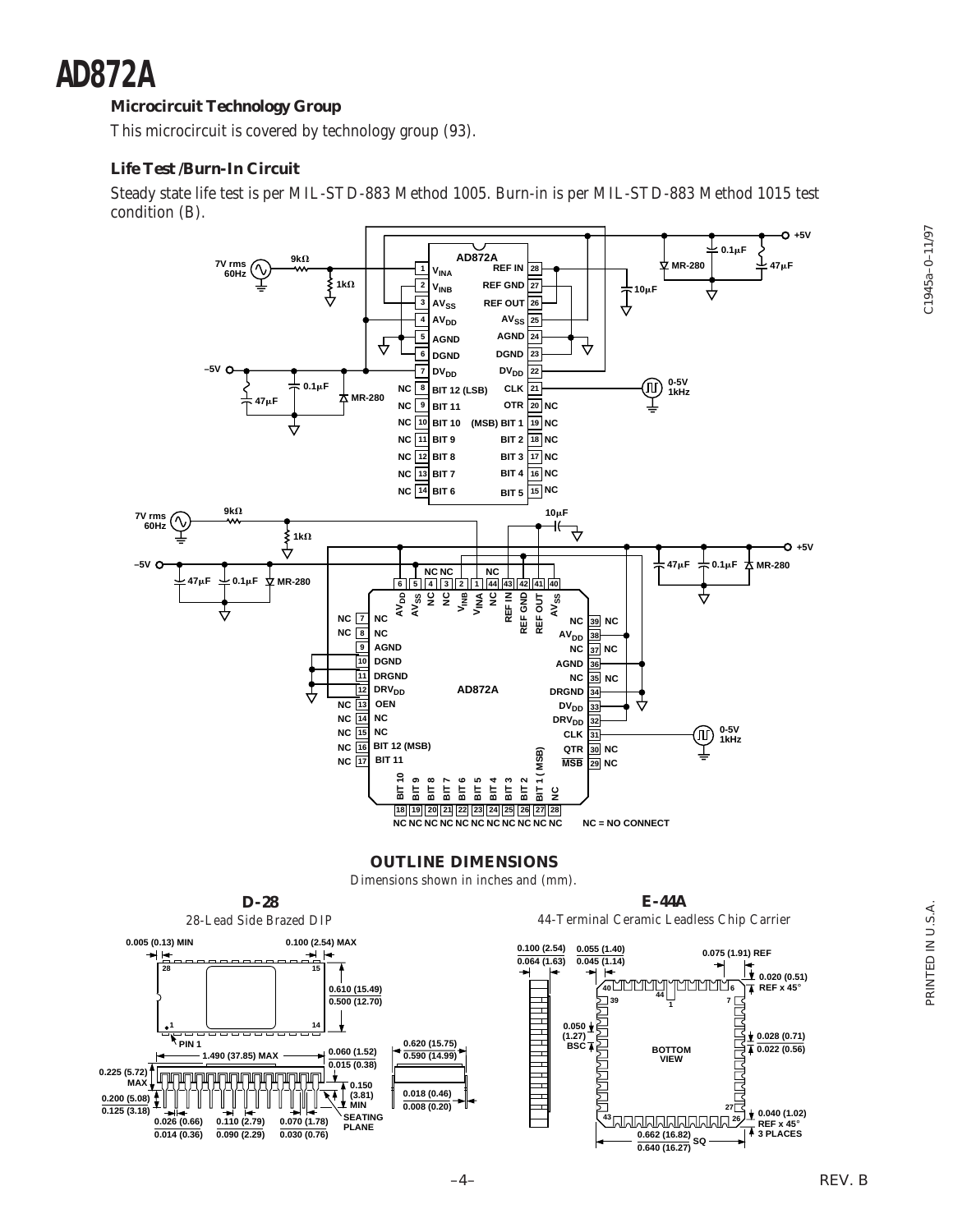# AD872A

### Microcircuit Technology Group

This microcircuit is covered by technology group (93).

### Life Test /Burn-In Circuit

Steady state life test is per MIL-STD-883 Method 1005. Burn-in is per MIL-STD-883 Method 1015 test condition (B).

AD872A
1 $V_{INA}$
2 $V_{INB}$
3 $AV_{SS}$
4 $AV_{DD}$
5 AGND
6 DGND
7 $DV_{DD}$
8 BIT 12 (LSB)
9 BIT 11
10 BIT 10
11 BIT 9
12 BIT 8
13 BIT 7
14 BIT 6
28 REF IN
27 REF GND
26 REF OUT
25 $AV_{SS}$
24 AGND
23 DGND
22 $DV_{DD}$
21 CLK
20 OTR
19 (MSB) BIT 1
18 BIT 2
17 BIT 3
16 BIT 4
15 BIT 5

7V rms 60Hz
9kΩ
1kΩ
–5V
0.1µF
47µF
MR-280
+5V
0.1µF
47µF
10µF
0-5V 1kHz
NC

7V rms 60Hz
9kΩ
1kΩ
–5V
47µF
0.1µF
MR-280
10µF
+5V
47µF
0.1µF
MR-280
0-5V 1kHz

AD872A
6 $AV_{DD}$
5 $AV_{SS}$
4 NC
3 NC
2 $V_{INB}$
1 $V_{INA}$
44 NC
43 REF IN
42 REF GND
41 REF OUT
40 $AV_{SS}$
7 NC
8 NC
9 AGND
10 DGND
11 DRGND
12 $DRV_{DD}$
13 OEN
14 NC
15 NC
16 BIT 12 (MSB)
17 BIT 11
39 NC
38 $AV_{DD}$
37 NC
36 AGND
35 NC
34 DRGND
33 $DV_{DD}$
32 $DRV_{DD}$
31 CLK
30 QTR
29 $\overline{MSB}$
18 BIT 10
19 BIT 9
20 BIT 8
21 BIT 7
22 BIT 6
23 BIT 5
24 BIT 4
25 BIT 3
26 BIT 2
27 BIT 1 (MSB)
28 NC

NC = NO CONNECT

## OUTLINE DIMENSIONS

Dimensions shown in inches and (mm).

### D-28

28-Lead Side Brazed DIP

0.005 (0.13) MIN
0.100 (2.54) MAX
28
15
1
14
PIN 1
0.610 (15.49)
0.500 (12.70)
1.490 (37.85) MAX
0.060 (1.52)
0.015 (0.38)
0.620 (15.75)
0.590 (14.99)
0.225 (5.72) MAX
0.150 (3.81) MIN
0.200 (5.08)
0.125 (3.18)
0.018 (0.46)
0.008 (0.20)
0.026 (0.66)
0.014 (0.36)
0.110 (2.79)
0.090 (2.29)
0.070 (1.78)
0.030 (0.76)
SEATING PLANE

### E-44A

44-Terminal Ceramic Leadless Chip Carrier

0.100 (2.54)
0.064 (1.63)
0.055 (1.40)
0.045 (1.14)
0.075 (1.91) REF
0.020 (0.51) REF x 45°
40
44
1
6
39
7
0.050 (1.27) BSC
BOTTOM VIEW
0.028 (0.71)
0.022 (0.56)
43
27
26
0.040 (1.02) REF x 45° 3 PLACES
0.662 (16.82)
0.640 (16.27)
SQ